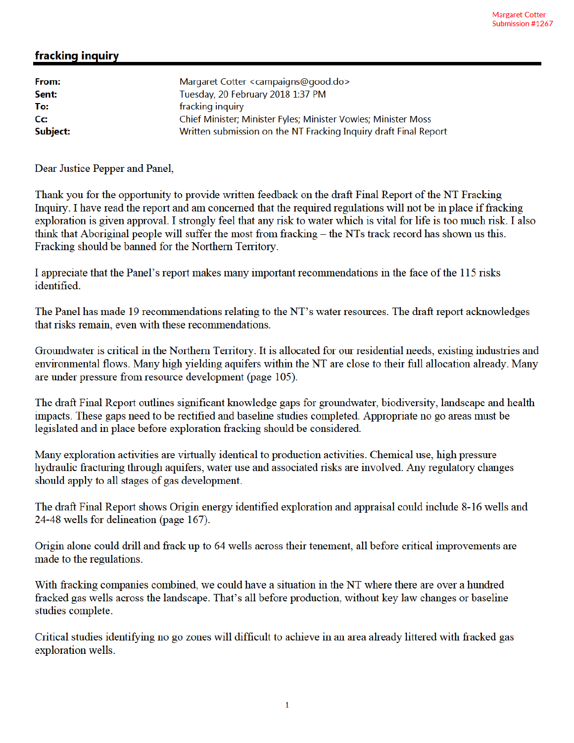Margaret Cotter
Submission #1267

## fracking inquiry

| | |
|---|---|
| **From:** | Margaret Cotter <campaigns@good.do> |
| **Sent:** | Tuesday, 20 February 2018 1:37 PM |
| **To:** | fracking inquiry |
| **Cc:** | Chief Minister; Minister Fyles; Minister Vowles; Minister Moss |
| **Subject:** | Written submission on the NT Fracking Inquiry draft Final Report |

Dear Justice Pepper and Panel,

Thank you for the opportunity to provide written feedback on the draft Final Report of the NT Fracking Inquiry. I have read the report and am concerned that the required regulations will not be in place if fracking exploration is given approval. I strongly feel that any risk to water which is vital for life is too much risk. I also think that Aboriginal people will suffer the most from fracking – the NTs track record has shown us this. Fracking should be banned for the Northern Territory.

I appreciate that the Panel's report makes many important recommendations in the face of the 115 risks identified.

The Panel has made 19 recommendations relating to the NT's water resources. The draft report acknowledges that risks remain, even with these recommendations.

Groundwater is critical in the Northern Territory. It is allocated for our residential needs, existing industries and environmental flows. Many high yielding aquifers within the NT are close to their full allocation already. Many are under pressure from resource development (page 105).

The draft Final Report outlines significant knowledge gaps for groundwater, biodiversity, landscape and health impacts. These gaps need to be rectified and baseline studies completed. Appropriate no go areas must be legislated and in place before exploration fracking should be considered.

Many exploration activities are virtually identical to production activities. Chemical use, high pressure hydraulic fracturing through aquifers, water use and associated risks are involved. Any regulatory changes should apply to all stages of gas development.

The draft Final Report shows Origin energy identified exploration and appraisal could include 8-16 wells and 24-48 wells for delineation (page 167).

Origin alone could drill and frack up to 64 wells across their tenement, all before critical improvements are made to the regulations.

With fracking companies combined, we could have a situation in the NT where there are over a hundred fracked gas wells across the landscape. That's all before production, without key law changes or baseline studies complete.

Critical studies identifying no go zones will difficult to achieve in an area already littered with fracked gas exploration wells.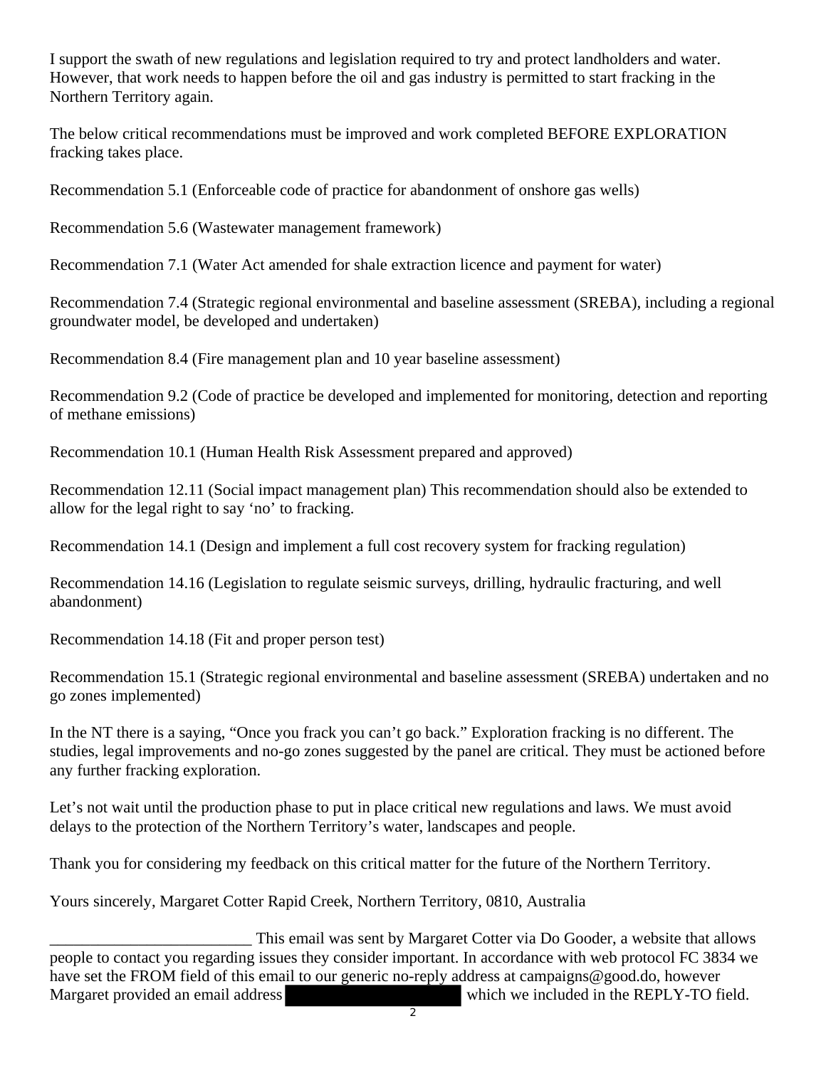I support the swath of new regulations and legislation required to try and protect landholders and water. However, that work needs to happen before the oil and gas industry is permitted to start fracking in the Northern Territory again.

The below critical recommendations must be improved and work completed BEFORE EXPLORATION fracking takes place.

Recommendation 5.1 (Enforceable code of practice for abandonment of onshore gas wells)

Recommendation 5.6 (Wastewater management framework)

Recommendation 7.1 (Water Act amended for shale extraction licence and payment for water)

Recommendation 7.4 (Strategic regional environmental and baseline assessment (SREBA), including a regional groundwater model, be developed and undertaken)

Recommendation 8.4 (Fire management plan and 10 year baseline assessment)

Recommendation 9.2 (Code of practice be developed and implemented for monitoring, detection and reporting of methane emissions)

Recommendation 10.1 (Human Health Risk Assessment prepared and approved)

Recommendation 12.11 (Social impact management plan) This recommendation should also be extended to allow for the legal right to say 'no' to fracking.

Recommendation 14.1 (Design and implement a full cost recovery system for fracking regulation)

Recommendation 14.16 (Legislation to regulate seismic surveys, drilling, hydraulic fracturing, and well abandonment)

Recommendation 14.18 (Fit and proper person test)

Recommendation 15.1 (Strategic regional environmental and baseline assessment (SREBA) undertaken and no go zones implemented)

In the NT there is a saying, "Once you frack you can't go back." Exploration fracking is no different. The studies, legal improvements and no-go zones suggested by the panel are critical. They must be actioned before any further fracking exploration.

Let's not wait until the production phase to put in place critical new regulations and laws. We must avoid delays to the protection of the Northern Territory's water, landscapes and people.

Thank you for considering my feedback on this critical matter for the future of the Northern Territory.

Yours sincerely, Margaret Cotter Rapid Creek, Northern Territory, 0810, Australia

_________________________ This email was sent by Margaret Cotter via Do Gooder, a website that allows people to contact you regarding issues they consider important. In accordance with web protocol FC 3834 we have set the FROM field of this email to our generic no-reply address at campaigns@good.do, however Margaret provided an email address [REDACTED] which we included in the REPLY-TO field.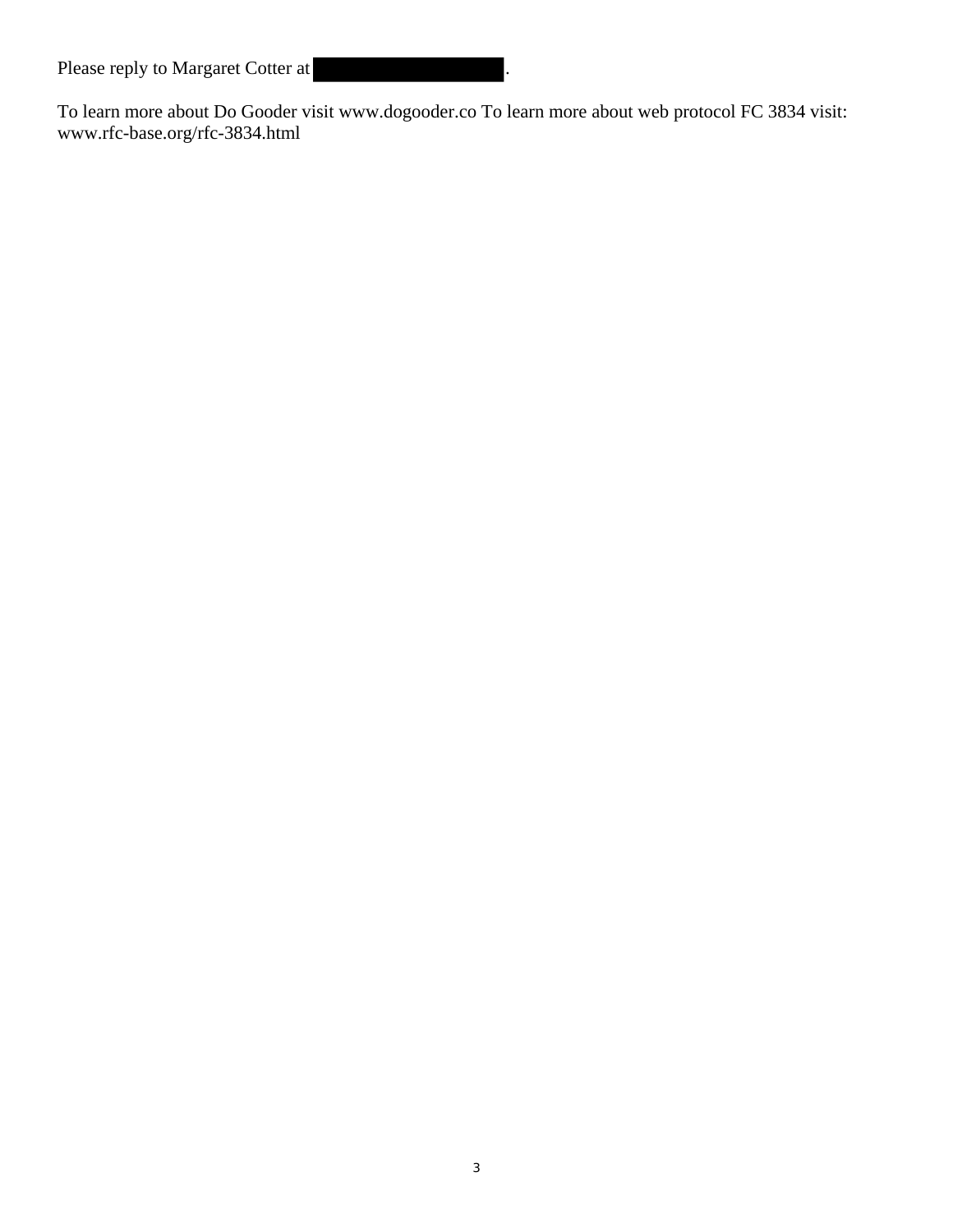Please reply to Margaret Cotter at                    .

To learn more about Do Gooder visit www.dogooder.co To learn more about web protocol FC 3834 visit: www.rfc-base.org/rfc-3834.html